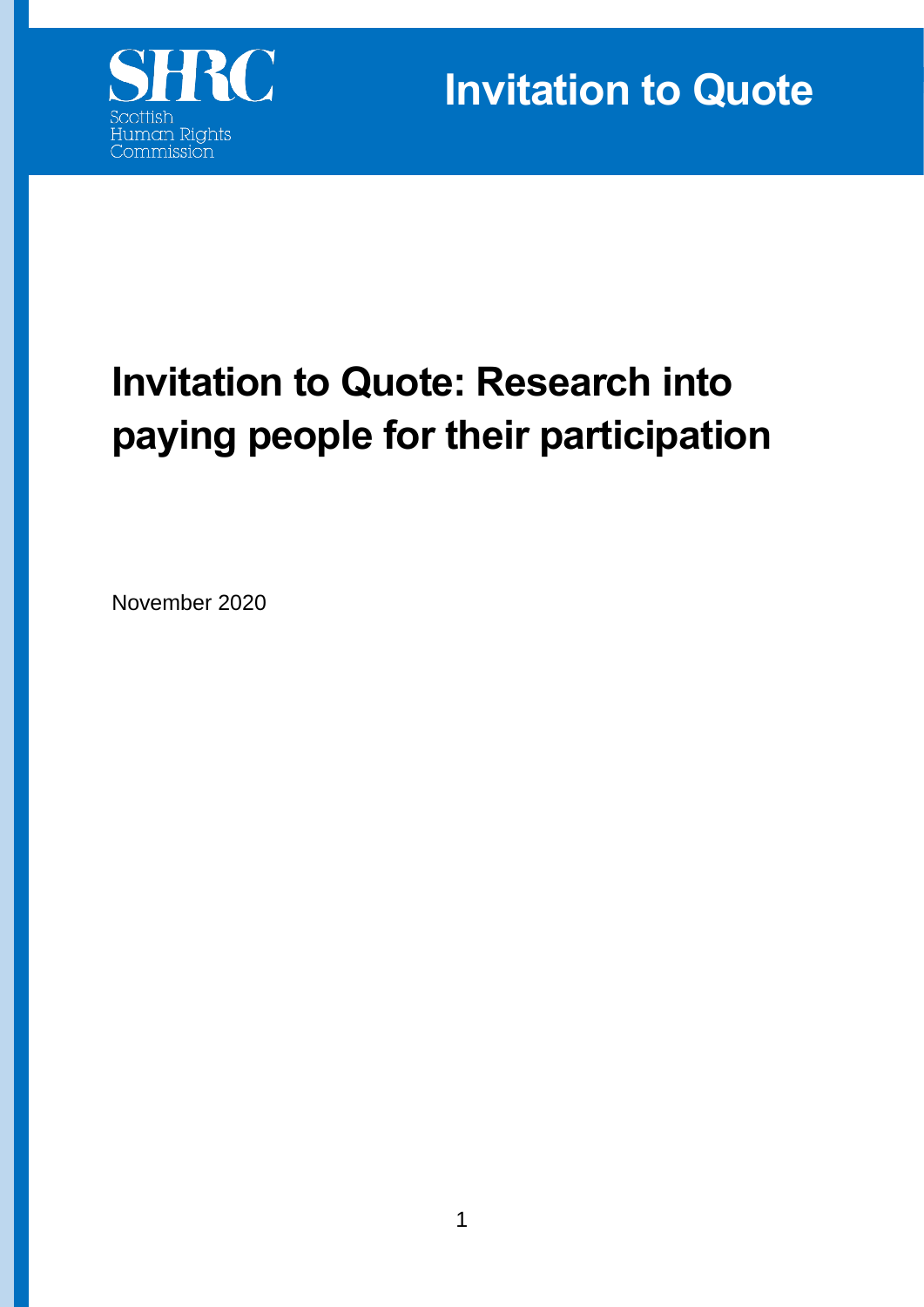Scottish Human Rights Commission

Invitation to Quote

# Invitation to Quote: Research into paying people for their participation

November 2020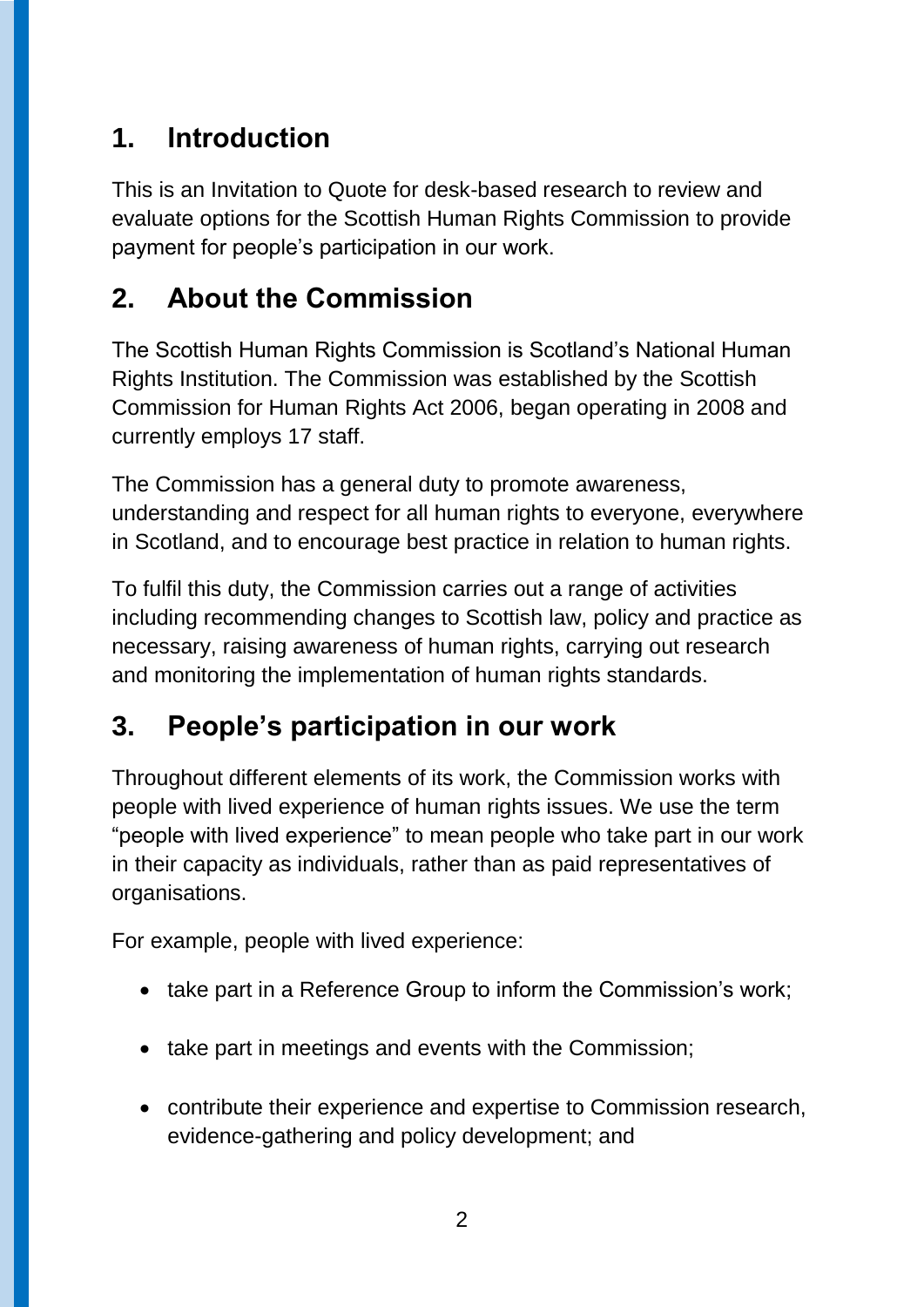## 1. Introduction

This is an Invitation to Quote for desk-based research to review and evaluate options for the Scottish Human Rights Commission to provide payment for people's participation in our work.

## 2. About the Commission

The Scottish Human Rights Commission is Scotland's National Human Rights Institution. The Commission was established by the Scottish Commission for Human Rights Act 2006, began operating in 2008 and currently employs 17 staff.

The Commission has a general duty to promote awareness, understanding and respect for all human rights to everyone, everywhere in Scotland, and to encourage best practice in relation to human rights.

To fulfil this duty, the Commission carries out a range of activities including recommending changes to Scottish law, policy and practice as necessary, raising awareness of human rights, carrying out research and monitoring the implementation of human rights standards.

## 3. People's participation in our work

Throughout different elements of its work, the Commission works with people with lived experience of human rights issues. We use the term "people with lived experience" to mean people who take part in our work in their capacity as individuals, rather than as paid representatives of organisations.

For example, people with lived experience:

- take part in a Reference Group to inform the Commission's work;
- take part in meetings and events with the Commission;
- contribute their experience and expertise to Commission research, evidence-gathering and policy development; and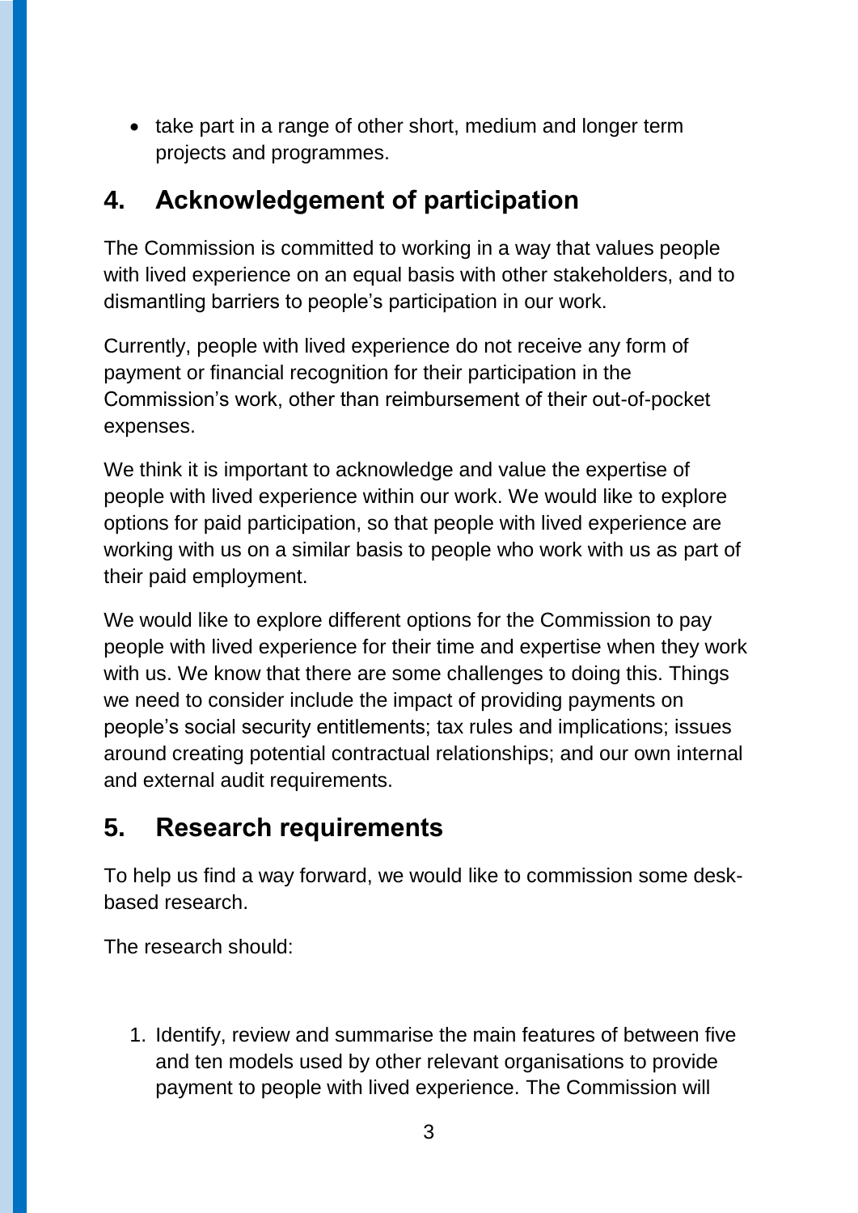- take part in a range of other short, medium and longer term projects and programmes.

## 4. Acknowledgement of participation

The Commission is committed to working in a way that values people with lived experience on an equal basis with other stakeholders, and to dismantling barriers to people's participation in our work.

Currently, people with lived experience do not receive any form of payment or financial recognition for their participation in the Commission's work, other than reimbursement of their out-of-pocket expenses.

We think it is important to acknowledge and value the expertise of people with lived experience within our work. We would like to explore options for paid participation, so that people with lived experience are working with us on a similar basis to people who work with us as part of their paid employment.

We would like to explore different options for the Commission to pay people with lived experience for their time and expertise when they work with us. We know that there are some challenges to doing this. Things we need to consider include the impact of providing payments on people's social security entitlements; tax rules and implications; issues around creating potential contractual relationships; and our own internal and external audit requirements.

## 5. Research requirements

To help us find a way forward, we would like to commission some desk-based research.

The research should:

1. Identify, review and summarise the main features of between five and ten models used by other relevant organisations to provide payment to people with lived experience. The Commission will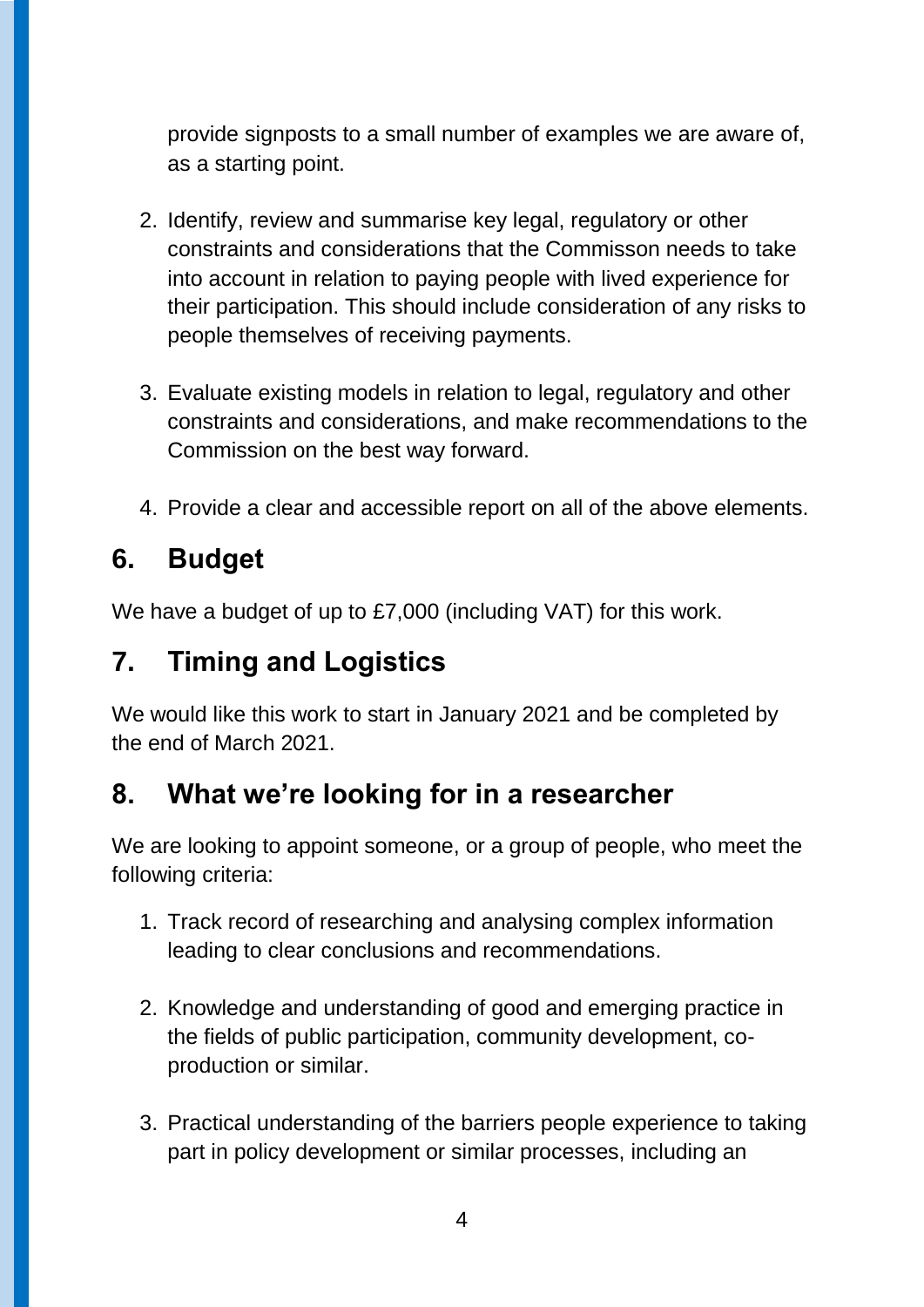provide signposts to a small number of examples we are aware of, as a starting point.

2. Identify, review and summarise key legal, regulatory or other constraints and considerations that the Commisson needs to take into account in relation to paying people with lived experience for their participation. This should include consideration of any risks to people themselves of receiving payments.

3. Evaluate existing models in relation to legal, regulatory and other constraints and considerations, and make recommendations to the Commission on the best way forward.

4. Provide a clear and accessible report on all of the above elements.

## 6. Budget

We have a budget of up to £7,000 (including VAT) for this work.

## 7. Timing and Logistics

We would like this work to start in January 2021 and be completed by the end of March 2021.

## 8. What we're looking for in a researcher

We are looking to appoint someone, or a group of people, who meet the following criteria:

1. Track record of researching and analysing complex information leading to clear conclusions and recommendations.

2. Knowledge and understanding of good and emerging practice in the fields of public participation, community development, co-production or similar.

3. Practical understanding of the barriers people experience to taking part in policy development or similar processes, including an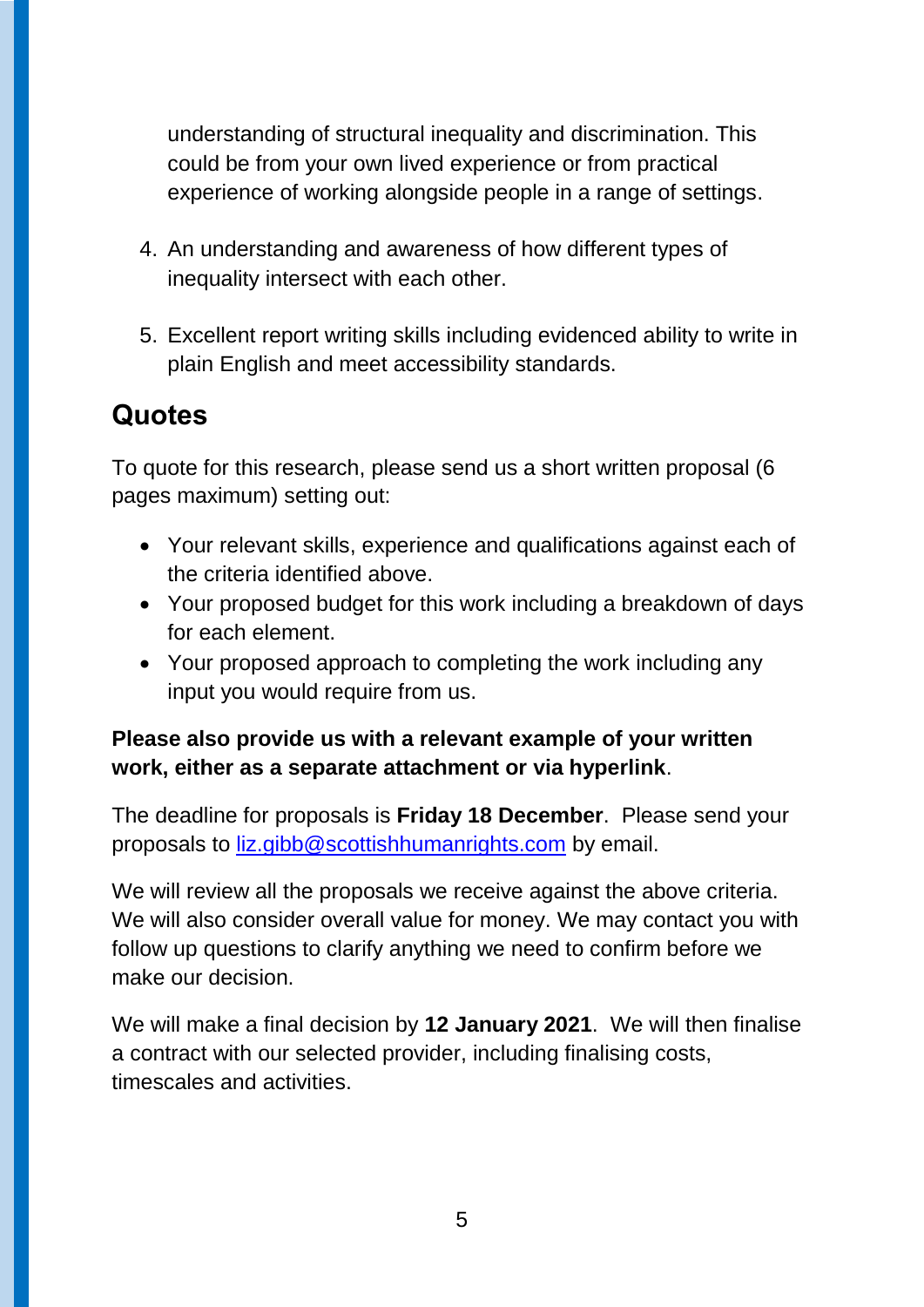understanding of structural inequality and discrimination. This could be from your own lived experience or from practical experience of working alongside people in a range of settings.

4. An understanding and awareness of how different types of inequality intersect with each other.

5. Excellent report writing skills including evidenced ability to write in plain English and meet accessibility standards.

## Quotes

To quote for this research, please send us a short written proposal (6 pages maximum) setting out:

- Your relevant skills, experience and qualifications against each of the criteria identified above.
- Your proposed budget for this work including a breakdown of days for each element.
- Your proposed approach to completing the work including any input you would require from us.

**Please also provide us with a relevant example of your written work, either as a separate attachment or via hyperlink**.

The deadline for proposals is **Friday 18 December**. Please send your proposals to [liz.gibb@scottishhumanrights.com](mailto:liz.gibb@scottishhumanrights.com) by email.

We will review all the proposals we receive against the above criteria. We will also consider overall value for money. We may contact you with follow up questions to clarify anything we need to confirm before we make our decision.

We will make a final decision by **12 January 2021**. We will then finalise a contract with our selected provider, including finalising costs, timescales and activities.